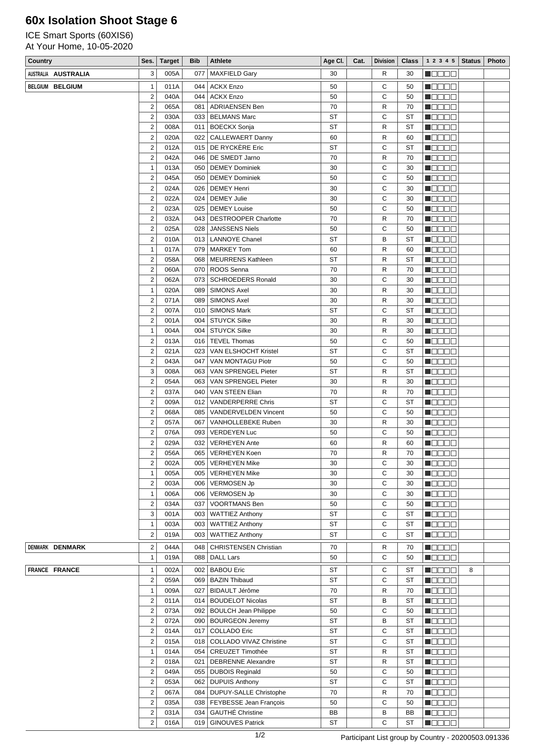# 60x Isolation Shoot Stage 6

ICE Smart Sports (60XIS6)
At Your Home, 10-05-2020

| Country | Ses. | Target | Bib | Athlete | Age Cl. | Cat. | Division | Class | 1 2 3 4 5 | Status | Photo |
|---|---|---|---|---|---|---|---|---|---|---|---|
| AUSTRALIA **AUSTRALIA** | 3 | 005A | 077 | MAXFIELD Gary | 30 | | R | 30 | ■□□□□ | | |
| BELGIUM **BELGIUM** | 1 | 011A | 044 | ACKX Enzo | 50 | | C | 50 | ■□□□□ | | |
| | 2 | 040A | 044 | ACKX Enzo | 50 | | C | 50 | ■□□□□ | | |
| | 2 | 065A | 081 | ADRIAENSEN Ben | 70 | | R | 70 | ■□□□□ | | |
| | 2 | 030A | 033 | BELMANS Marc | ST | | C | ST | ■□□□□ | | |
| | 2 | 008A | 011 | BOECKX Sonja | ST | | R | ST | ■□□□□ | | |
| | 2 | 020A | 022 | CALLEWAERT Danny | 60 | | R | 60 | ■□□□□ | | |
| | 2 | 012A | 015 | DE RYCKÈRE Eric | ST | | C | ST | ■□□□□ | | |
| | 2 | 042A | 046 | DE SMEDT Jarno | 70 | | R | 70 | ■□□□□ | | |
| | 1 | 013A | 050 | DEMEY Dominiek | 30 | | C | 30 | ■□□□□ | | |
| | 2 | 045A | 050 | DEMEY Dominiek | 50 | | C | 50 | ■□□□□ | | |
| | 2 | 024A | 026 | DEMEY Henri | 30 | | C | 30 | ■□□□□ | | |
| | 2 | 022A | 024 | DEMEY Julie | 30 | | C | 30 | ■□□□□ | | |
| | 2 | 023A | 025 | DEMEY Louise | 50 | | C | 50 | ■□□□□ | | |
| | 2 | 032A | 043 | DESTROOPER Charlotte | 70 | | R | 70 | ■□□□□ | | |
| | 2 | 025A | 028 | JANSSENS Niels | 50 | | C | 50 | ■□□□□ | | |
| | 2 | 010A | 013 | LANNOYE Chanel | ST | | B | ST | ■□□□□ | | |
| | 1 | 017A | 079 | MARKEY Tom | 60 | | R | 60 | ■□□□□ | | |
| | 2 | 058A | 068 | MEURRENS Kathleen | ST | | R | ST | ■□□□□ | | |
| | 2 | 060A | 070 | ROOS Senna | 70 | | R | 70 | ■□□□□ | | |
| | 2 | 062A | 073 | SCHROEDERS Ronald | 30 | | C | 30 | ■□□□□ | | |
| | 1 | 020A | 089 | SIMONS Axel | 30 | | R | 30 | ■□□□□ | | |
| | 2 | 071A | 089 | SIMONS Axel | 30 | | R | 30 | ■□□□□ | | |
| | 2 | 007A | 010 | SIMONS Mark | ST | | C | ST | ■□□□□ | | |
| | 2 | 001A | 004 | STUYCK Silke | 30 | | R | 30 | ■□□□□ | | |
| | 1 | 004A | 004 | STUYCK Silke | 30 | | R | 30 | ■□□□□ | | |
| | 2 | 013A | 016 | TEVEL Thomas | 50 | | C | 50 | ■□□□□ | | |
| | 2 | 021A | 023 | VAN ELSHOCHT Kristel | ST | | C | ST | ■□□□□ | | |
| | 2 | 043A | 047 | VAN MONTAGU Piotr | 50 | | C | 50 | ■□□□□ | | |
| | 3 | 008A | 063 | VAN SPRENGEL Pieter | ST | | R | ST | ■□□□□ | | |
| | 2 | 054A | 063 | VAN SPRENGEL Pieter | 30 | | R | 30 | ■□□□□ | | |
| | 2 | 037A | 040 | VAN STEEN Elian | 70 | | R | 70 | ■□□□□ | | |
| | 2 | 009A | 012 | VANDERPERRE Chris | ST | | C | ST | ■□□□□ | | |
| | 2 | 068A | 085 | VANDERVELDEN Vincent | 50 | | C | 50 | ■□□□□ | | |
| | 2 | 057A | 067 | VANHOLLEBEKE Ruben | 30 | | R | 30 | ■□□□□ | | |
| | 2 | 076A | 093 | VERDEYEN Luc | 50 | | C | 50 | ■□□□□ | | |
| | 2 | 029A | 032 | VERHEYEN Ante | 60 | | R | 60 | ■□□□□ | | |
| | 2 | 056A | 065 | VERHEYEN Koen | 70 | | R | 70 | ■□□□□ | | |
| | 2 | 002A | 005 | VERHEYEN Mike | 30 | | C | 30 | ■□□□□ | | |
| | 1 | 005A | 005 | VERHEYEN Mike | 30 | | C | 30 | ■□□□□ | | |
| | 2 | 003A | 006 | VERMOSEN Jp | 30 | | C | 30 | ■□□□□ | | |
| | 1 | 006A | 006 | VERMOSEN Jp | 30 | | C | 30 | ■□□□□ | | |
| | 2 | 034A | 037 | VOORTMANS Ben | 50 | | C | 50 | ■□□□□ | | |
| | 3 | 001A | 003 | WATTIEZ Anthony | ST | | C | ST | ■□□□□ | | |
| | 1 | 003A | 003 | WATTIEZ Anthony | ST | | C | ST | ■□□□□ | | |
| | 2 | 019A | 003 | WATTIEZ Anthony | ST | | C | ST | ■□□□□ | | |
| DENMARK **DENMARK** | 2 | 044A | 048 | CHRISTENSEN Christian | 70 | | R | 70 | ■□□□□ | | |
| | 1 | 019A | 088 | DALL Lars | 50 | | C | 50 | ■□□□□ | | |
| FRANCE **FRANCE** | 1 | 002A | 002 | BABOU Eric | ST | | C | ST | ■□□□□ | 8 | |
| | 2 | 059A | 069 | BAZIN Thibaud | ST | | C | ST | ■□□□□ | | |
| | 1 | 009A | 027 | BIDAULT Jérôme | 70 | | R | 70 | ■□□□□ | | |
| | 2 | 011A | 014 | BOUDELOT Nicolas | ST | | B | ST | ■□□□□ | | |
| | 2 | 073A | 092 | BOULCH Jean Philippe | 50 | | C | 50 | ■□□□□ | | |
| | 2 | 072A | 090 | BOURGEON Jeremy | ST | | B | ST | ■□□□□ | | |
| | 2 | 014A | 017 | COLLADO Eric | ST | | C | ST | ■□□□□ | | |
| | 2 | 015A | 018 | COLLADO VIVAZ Christine | ST | | C | ST | ■□□□□ | | |
| | 1 | 014A | 054 | CREUZET Timothée | ST | | R | ST | ■□□□□ | | |
| | 2 | 018A | 021 | DEBRENNE Alexandre | ST | | R | ST | ■□□□□ | | |
| | 2 | 049A | 055 | DUBOIS Reginald | 50 | | C | 50 | ■□□□□ | | |
| | 2 | 053A | 062 | DUPUIS Anthony | ST | | C | ST | ■□□□□ | | |
| | 2 | 067A | 084 | DUPUY-SALLE Christophe | 70 | | R | 70 | ■□□□□ | | |
| | 2 | 035A | 038 | FEYBESSE Jean François | 50 | | C | 50 | ■□□□□ | | |
| | 2 | 031A | 034 | GAUTHÉ Christine | BB | | B | BB | ■□□□□ | | |
| | 2 | 016A | 019 | GINOUVES Patrick | ST | | C | ST | ■□□□□ | | |

Participant List group by Country - 20200503.091336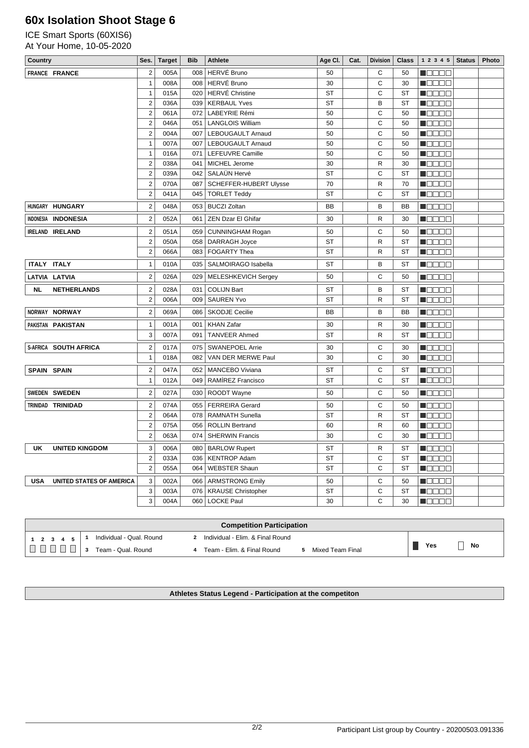# 60x Isolation Shoot Stage 6

ICE Smart Sports (60XIS6)
At Your Home, 10-05-2020

| Country | | Ses. | Target | Bib | Athlete | Age Cl. | Cat. | Division | Class | 1 2 3 4 5 | Status | Photo |
|---|---|---|---|---|---|---|---|---|---|---|---|---|
| FRANCE | FRANCE | 2 | 005A | 008 | HERVÉ Bruno | 50 | | C | 50 | ■□□□□ | | |
| | | 1 | 008A | 008 | HERVÉ Bruno | 30 | | C | 30 | ■□□□□ | | |
| | | 1 | 015A | 020 | HERVÉ Christine | ST | | C | ST | ■□□□□ | | |
| | | 2 | 036A | 039 | KERBAUL Yves | ST | | B | ST | ■□□□□ | | |
| | | 2 | 061A | 072 | LABEYRIE Rémi | 50 | | C | 50 | ■□□□□ | | |
| | | 2 | 046A | 051 | LANGLOIS William | 50 | | C | 50 | ■□□□□ | | |
| | | 2 | 004A | 007 | LEBOUGAULT Arnaud | 50 | | C | 50 | ■□□□□ | | |
| | | 1 | 007A | 007 | LEBOUGAULT Arnaud | 50 | | C | 50 | ■□□□□ | | |
| | | 1 | 016A | 071 | LEFEUVRE Camille | 50 | | C | 50 | ■□□□□ | | |
| | | 2 | 038A | 041 | MICHEL Jerome | 30 | | R | 30 | ■□□□□ | | |
| | | 2 | 039A | 042 | SALAÜN Hervé | ST | | C | ST | ■□□□□ | | |
| | | 2 | 070A | 087 | SCHEFFER-HUBERT Ulysse | 70 | | R | 70 | ■□□□□ | | |
| | | 2 | 041A | 045 | TORLET Teddy | ST | | C | ST | ■□□□□ | | |
| HUNGARY | HUNGARY | 2 | 048A | 053 | BUCZI Zoltan | BB | | B | BB | ■□□□□ | | |
| INDONESIA | INDONESIA | 2 | 052A | 061 | ZEN Dzar El Ghifar | 30 | | R | 30 | ■□□□□ | | |
| IRELAND | IRELAND | 2 | 051A | 059 | CUNNINGHAM Rogan | 50 | | C | 50 | ■□□□□ | | |
| | | 2 | 050A | 058 | DARRAGH Joyce | ST | | R | ST | ■□□□□ | | |
| | | 2 | 066A | 083 | FOGARTY Thea | ST | | R | ST | ■□□□□ | | |
| ITALY | ITALY | 1 | 010A | 035 | SALMOIRAGO Isabella | ST | | B | ST | ■□□□□ | | |
| LATVIA | LATVIA | 2 | 026A | 029 | MELESHKEVICH Sergey | 50 | | C | 50 | ■□□□□ | | |
| NL | NETHERLANDS | 2 | 028A | 031 | COLIJN Bart | ST | | B | ST | ■□□□□ | | |
| | | 2 | 006A | 009 | SAUREN Yvo | ST | | R | ST | ■□□□□ | | |
| NORWAY | NORWAY | 2 | 069A | 086 | SKODJE Cecilie | BB | | B | BB | ■□□□□ | | |
| PAKISTAN | PAKISTAN | 1 | 001A | 001 | KHAN Zafar | 30 | | R | 30 | ■□□□□ | | |
| | | 3 | 007A | 091 | TANVEER Ahmed | ST | | R | ST | ■□□□□ | | |
| S-AFRICA | SOUTH AFRICA | 2 | 017A | 075 | SWANEPOEL Arrie | 30 | | C | 30 | ■□□□□ | | |
| | | 1 | 018A | 082 | VAN DER MERWE Paul | 30 | | C | 30 | ■□□□□ | | |
| SPAIN | SPAIN | 2 | 047A | 052 | MANCEBO Viviana | ST | | C | ST | ■□□□□ | | |
| | | 1 | 012A | 049 | RAMÍREZ Francisco | ST | | C | ST | ■□□□□ | | |
| SWEDEN | SWEDEN | 2 | 027A | 030 | ROODT Wayne | 50 | | C | 50 | ■□□□□ | | |
| TRINIDAD | TRINIDAD | 2 | 074A | 055 | FERREIRA Gerard | 50 | | C | 50 | ■□□□□ | | |
| | | 2 | 064A | 078 | RAMNATH Sunella | ST | | R | ST | ■□□□□ | | |
| | | 2 | 075A | 056 | ROLLIN Bertrand | 60 | | R | 60 | ■□□□□ | | |
| | | 2 | 063A | 074 | SHERWIN Francis | 30 | | C | 30 | ■□□□□ | | |
| UK | UNITED KINGDOM | 3 | 006A | 080 | BARLOW Rupert | ST | | R | ST | ■□□□□ | | |
| | | 2 | 033A | 036 | KENTROP Adam | ST | | C | ST | ■□□□□ | | |
| | | 2 | 055A | 064 | WEBSTER Shaun | ST | | C | ST | ■□□□□ | | |
| USA | UNITED STATES OF AMERICA | 3 | 002A | 066 | ARMSTRONG Emily | 50 | | C | 50 | ■□□□□ | | |
| | | 3 | 003A | 076 | KRAUSE Christopher | ST | | C | ST | ■□□□□ | | |
| | | 3 | 004A | 060 | LOCKE Paul | 30 | | C | 30 | ■□□□□ | | |

**Competition Participation**

1 2 3 4 5

1 Individual - Qual. Round
2 Individual - Elim. & Final Round
3 Team - Qual. Round
4 Team - Elim. & Final Round
5 Mixed Team Final

■ Yes □ No

**Athletes Status Legend - Participation at the competiton**

Participant List group by Country - 20200503.091336